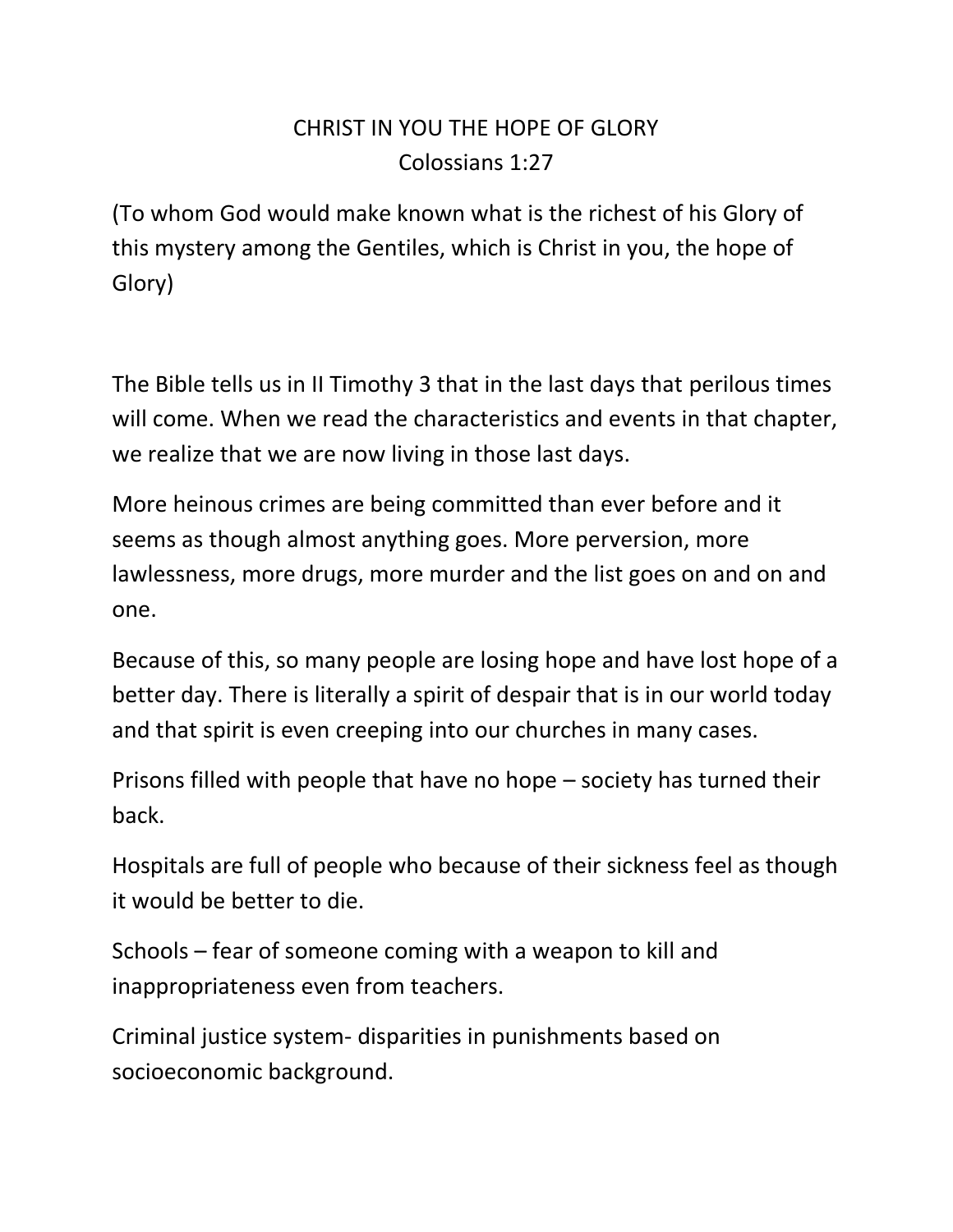# CHRIST IN YOU THE HOPE OF GLORY

## Colossians 1:27

(To whom God would make known what is the richest of his Glory of this mystery among the Gentiles, which is Christ in you, the hope of Glory)

The Bible tells us in II Timothy 3 that in the last days that perilous times will come. When we read the characteristics and events in that chapter, we realize that we are now living in those last days.

More heinous crimes are being committed than ever before and it seems as though almost anything goes. More perversion, more lawlessness, more drugs, more murder and the list goes on and on and one.

Because of this, so many people are losing hope and have lost hope of a better day. There is literally a spirit of despair that is in our world today and that spirit is even creeping into our churches in many cases.

Prisons filled with people that have no hope – society has turned their back.

Hospitals are full of people who because of their sickness feel as though it would be better to die.

Schools – fear of someone coming with a weapon to kill and inappropriateness even from teachers.

Criminal justice system- disparities in punishments based on socioeconomic background.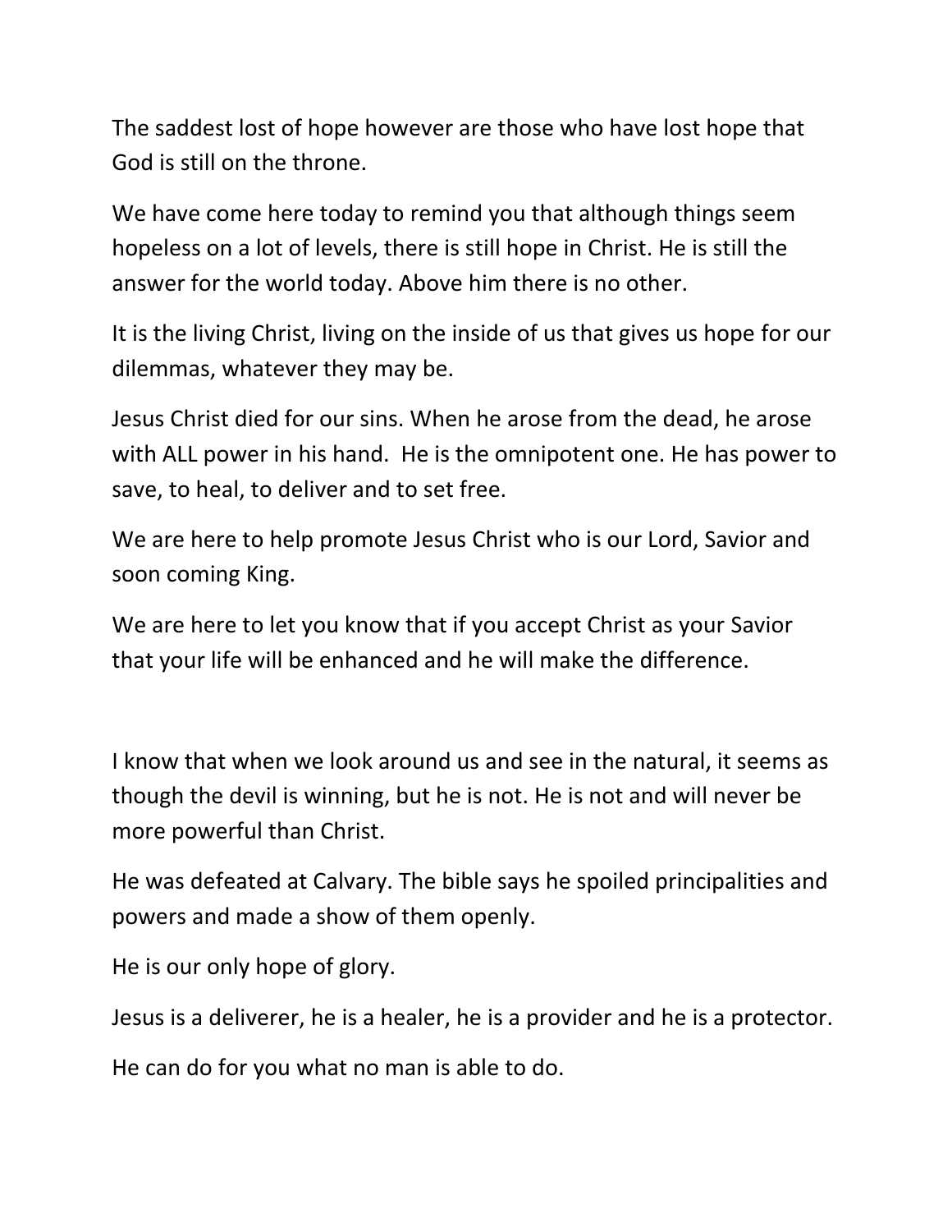The saddest lost of hope however are those who have lost hope that God is still on the throne.

We have come here today to remind you that although things seem hopeless on a lot of levels, there is still hope in Christ. He is still the answer for the world today. Above him there is no other.

It is the living Christ, living on the inside of us that gives us hope for our dilemmas, whatever they may be.

Jesus Christ died for our sins. When he arose from the dead, he arose with ALL power in his hand. He is the omnipotent one. He has power to save, to heal, to deliver and to set free.

We are here to help promote Jesus Christ who is our Lord, Savior and soon coming King.

We are here to let you know that if you accept Christ as your Savior that your life will be enhanced and he will make the difference.

I know that when we look around us and see in the natural, it seems as though the devil is winning, but he is not. He is not and will never be more powerful than Christ.

He was defeated at Calvary. The bible says he spoiled principalities and powers and made a show of them openly.

He is our only hope of glory.

Jesus is a deliverer, he is a healer, he is a provider and he is a protector.

He can do for you what no man is able to do.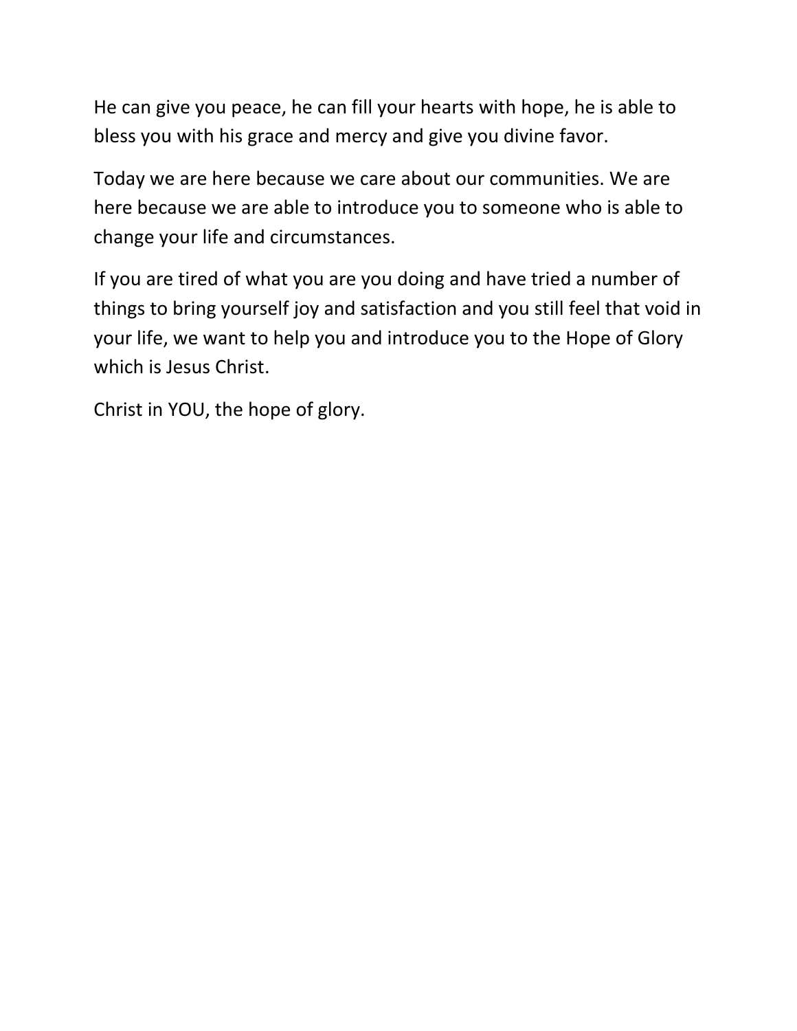He can give you peace, he can fill your hearts with hope, he is able to bless you with his grace and mercy and give you divine favor.

Today we are here because we care about our communities. We are here because we are able to introduce you to someone who is able to change your life and circumstances.

If you are tired of what you are you doing and have tried a number of things to bring yourself joy and satisfaction and you still feel that void in your life, we want to help you and introduce you to the Hope of Glory which is Jesus Christ.

Christ in YOU, the hope of glory.